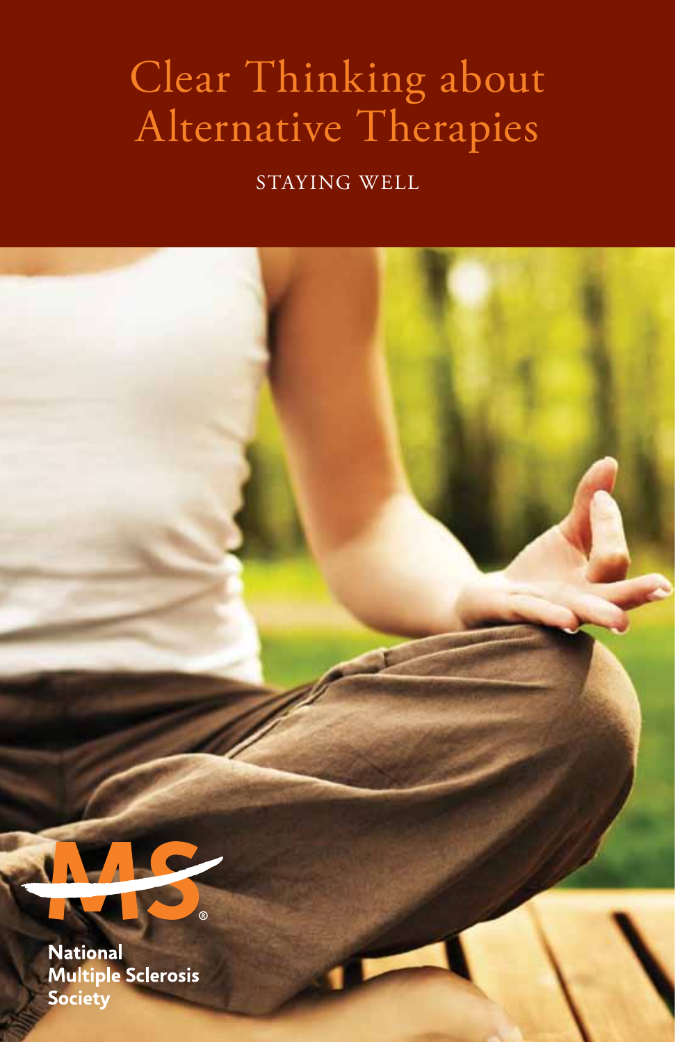# Clear Thinking about Alternative Therapies

STAYING WELL

National Multiple Sclerosis Society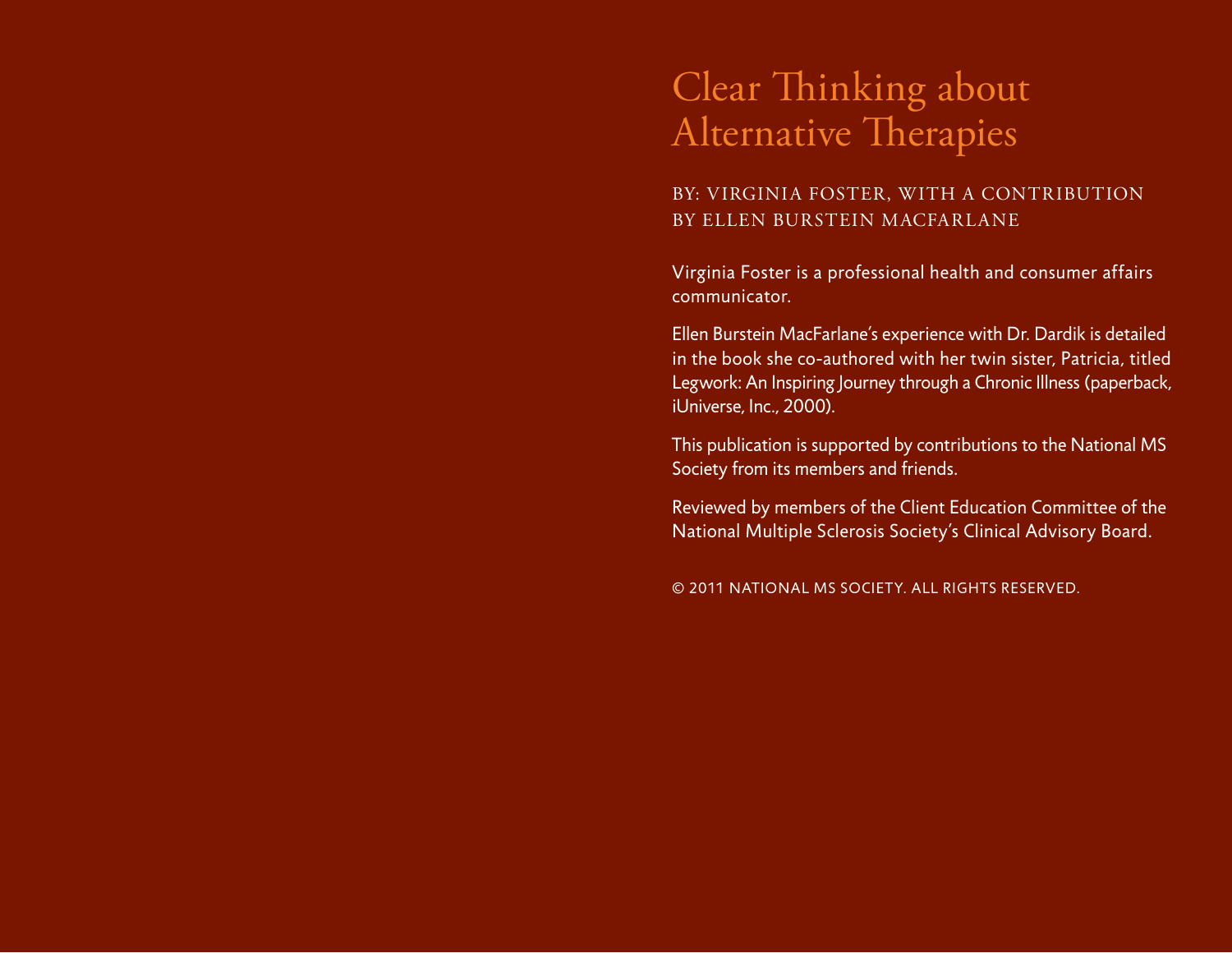# Clear Thinking about Alternative Therapies

BY: VIRGINIA FOSTER, WITH A CONTRIBUTION BY ELLEN BURSTEIN MACFARLANE

Virginia Foster is a professional health and consumer affairs communicator.

Ellen Burstein MacFarlane's experience with Dr. Dardik is detailed in the book she co-authored with her twin sister, Patricia, titled Legwork: An Inspiring Journey through a Chronic Illness (paperback, iUniverse, Inc., 2000).

This publication is supported by contributions to the National MS Society from its members and friends.

Reviewed by members of the Client Education Committee of the National Multiple Sclerosis Society's Clinical Advisory Board.

© 2011 NATIONAL MS SOCIETY. ALL RIGHTS RESERVED.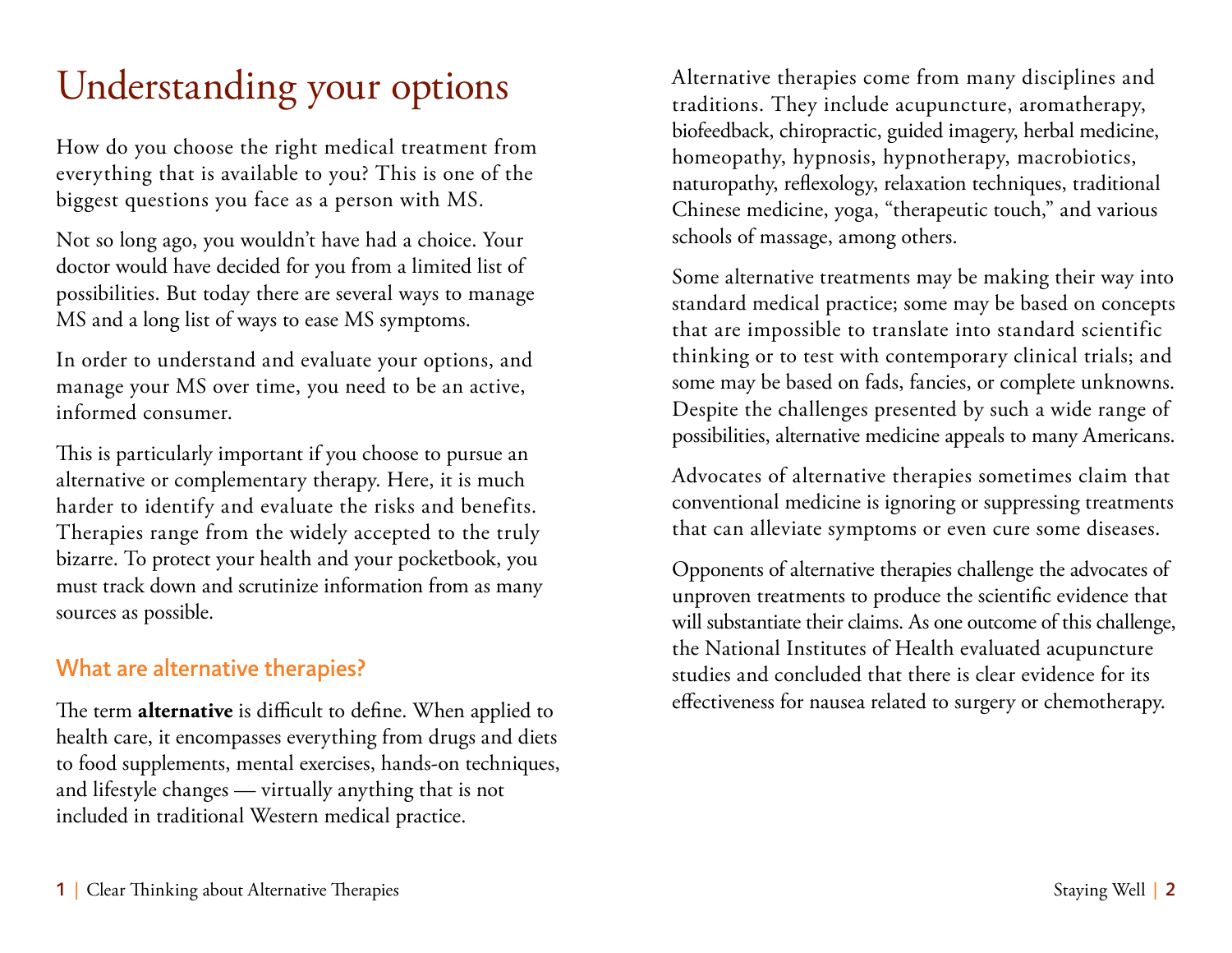# Understanding your options

How do you choose the right medical treatment from everything that is available to you? This is one of the biggest questions you face as a person with MS.

Not so long ago, you wouldn't have had a choice. Your doctor would have decided for you from a limited list of possibilities. But today there are several ways to manage MS and a long list of ways to ease MS symptoms.

In order to understand and evaluate your options, and manage your MS over time, you need to be an active, informed consumer.

This is particularly important if you choose to pursue an alternative or complementary therapy. Here, it is much harder to identify and evaluate the risks and benefits. Therapies range from the widely accepted to the truly bizarre. To protect your health and your pocketbook, you must track down and scrutinize information from as many sources as possible.

## What are alternative therapies?

The term **alternative** is difficult to define. When applied to health care, it encompasses everything from drugs and diets to food supplements, mental exercises, hands-on techniques, and lifestyle changes — virtually anything that is not included in traditional Western medical practice.

Alternative therapies come from many disciplines and traditions. They include acupuncture, aromatherapy, biofeedback, chiropractic, guided imagery, herbal medicine, homeopathy, hypnosis, hypnotherapy, macrobiotics, naturopathy, reflexology, relaxation techniques, traditional Chinese medicine, yoga, "therapeutic touch," and various schools of massage, among others.

Some alternative treatments may be making their way into standard medical practice; some may be based on concepts that are impossible to translate into standard scientific thinking or to test with contemporary clinical trials; and some may be based on fads, fancies, or complete unknowns. Despite the challenges presented by such a wide range of possibilities, alternative medicine appeals to many Americans.

Advocates of alternative therapies sometimes claim that conventional medicine is ignoring or suppressing treatments that can alleviate symptoms or even cure some diseases.

Opponents of alternative therapies challenge the advocates of unproven treatments to produce the scientific evidence that will substantiate their claims. As one outcome of this challenge, the National Institutes of Health evaluated acupuncture studies and concluded that there is clear evidence for its effectiveness for nausea related to surgery or chemotherapy.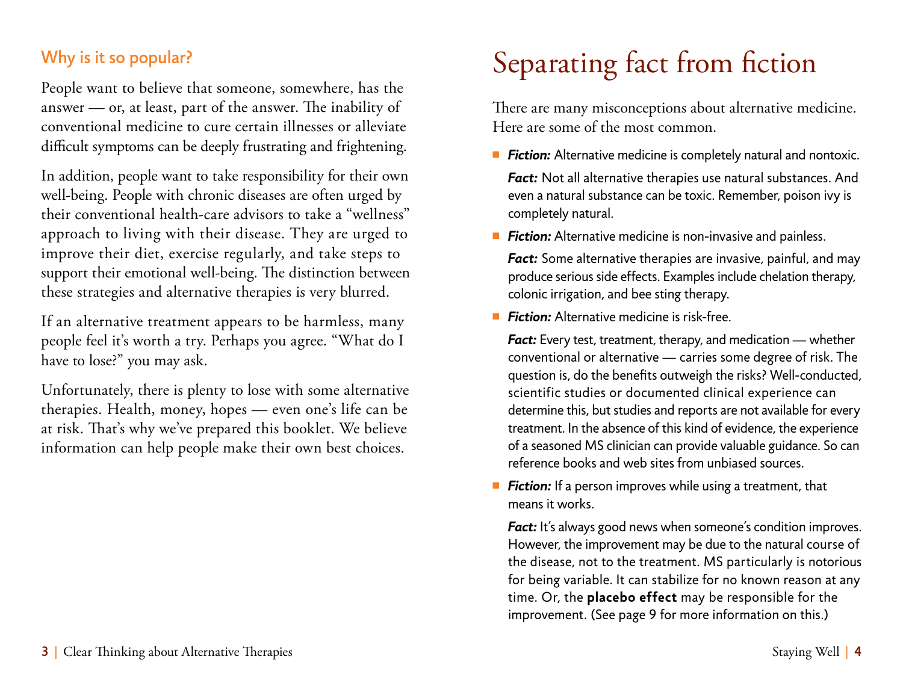### Why is it so popular?

People want to believe that someone, somewhere, has the answer — or, at least, part of the answer. The inability of conventional medicine to cure certain illnesses or alleviate difficult symptoms can be deeply frustrating and frightening.

In addition, people want to take responsibility for their own well-being. People with chronic diseases are often urged by their conventional health-care advisors to take a "wellness" approach to living with their disease. They are urged to improve their diet, exercise regularly, and take steps to support their emotional well-being. The distinction between these strategies and alternative therapies is very blurred.

If an alternative treatment appears to be harmless, many people feel it's worth a try. Perhaps you agree. "What do I have to lose?" you may ask.

Unfortunately, there is plenty to lose with some alternative therapies. Health, money, hopes — even one's life can be at risk. That's why we've prepared this booklet. We believe information can help people make their own best choices.

# Separating fact from fiction

There are many misconceptions about alternative medicine. Here are some of the most common.

- ***Fiction:*** Alternative medicine is completely natural and nontoxic.

  ***Fact:*** Not all alternative therapies use natural substances. And even a natural substance can be toxic. Remember, poison ivy is completely natural.

- ***Fiction:*** Alternative medicine is non-invasive and painless.

  ***Fact:*** Some alternative therapies are invasive, painful, and may produce serious side effects. Examples include chelation therapy, colonic irrigation, and bee sting therapy.

- ***Fiction:*** Alternative medicine is risk-free.

  ***Fact:*** Every test, treatment, therapy, and medication — whether conventional or alternative — carries some degree of risk. The question is, do the benefits outweigh the risks? Well-conducted, scientific studies or documented clinical experience can determine this, but studies and reports are not available for every treatment. In the absence of this kind of evidence, the experience of a seasoned MS clinician can provide valuable guidance. So can reference books and web sites from unbiased sources.

- ***Fiction:*** If a person improves while using a treatment, that means it works.

  ***Fact:*** It's always good news when someone's condition improves. However, the improvement may be due to the natural course of the disease, not to the treatment. MS particularly is notorious for being variable. It can stabilize for no known reason at any time. Or, the **placebo effect** may be responsible for the improvement. (See page 9 for more information on this.)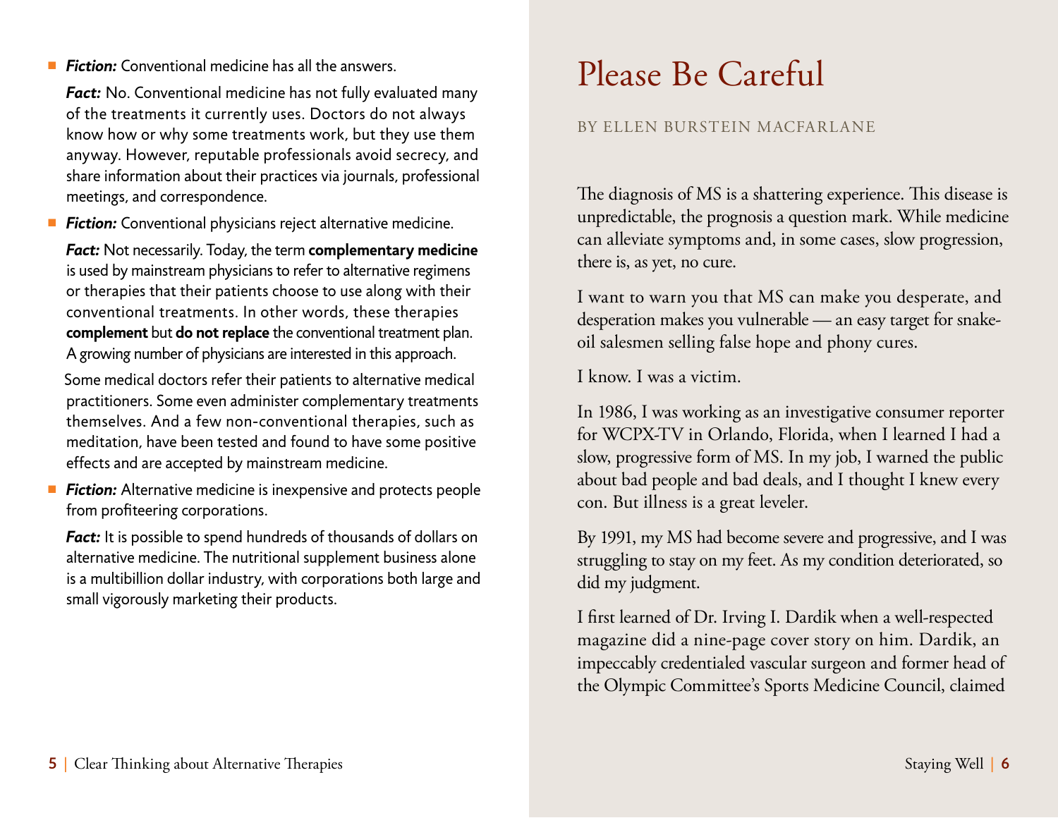- ***Fiction:*** Conventional medicine has all the answers.

  ***Fact:*** No. Conventional medicine has not fully evaluated many of the treatments it currently uses. Doctors do not always know how or why some treatments work, but they use them anyway. However, reputable professionals avoid secrecy, and share information about their practices via journals, professional meetings, and correspondence.

- ***Fiction:*** Conventional physicians reject alternative medicine.

  ***Fact:*** Not necessarily. Today, the term **complementary medicine** is used by mainstream physicians to refer to alternative regimens or therapies that their patients choose to use along with their conventional treatments. In other words, these therapies **complement** but **do not replace** the conventional treatment plan. A growing number of physicians are interested in this approach.

  Some medical doctors refer their patients to alternative medical practitioners. Some even administer complementary treatments themselves. And a few non-conventional therapies, such as meditation, have been tested and found to have some positive effects and are accepted by mainstream medicine.

- ***Fiction:*** Alternative medicine is inexpensive and protects people from profiteering corporations.

  ***Fact:*** It is possible to spend hundreds of thousands of dollars on alternative medicine. The nutritional supplement business alone is a multibillion dollar industry, with corporations both large and small vigorously marketing their products.

# Please Be Careful

BY ELLEN BURSTEIN MACFARLANE

The diagnosis of MS is a shattering experience. This disease is unpredictable, the prognosis a question mark. While medicine can alleviate symptoms and, in some cases, slow progression, there is, as yet, no cure.

I want to warn you that MS can make you desperate, and desperation makes you vulnerable — an easy target for snake-oil salesmen selling false hope and phony cures.

I know. I was a victim.

In 1986, I was working as an investigative consumer reporter for WCPX-TV in Orlando, Florida, when I learned I had a slow, progressive form of MS. In my job, I warned the public about bad people and bad deals, and I thought I knew every con. But illness is a great leveler.

By 1991, my MS had become severe and progressive, and I was struggling to stay on my feet. As my condition deteriorated, so did my judgment.

I first learned of Dr. Irving I. Dardik when a well-respected magazine did a nine-page cover story on him. Dardik, an impeccably credentialed vascular surgeon and former head of the Olympic Committee's Sports Medicine Council, claimed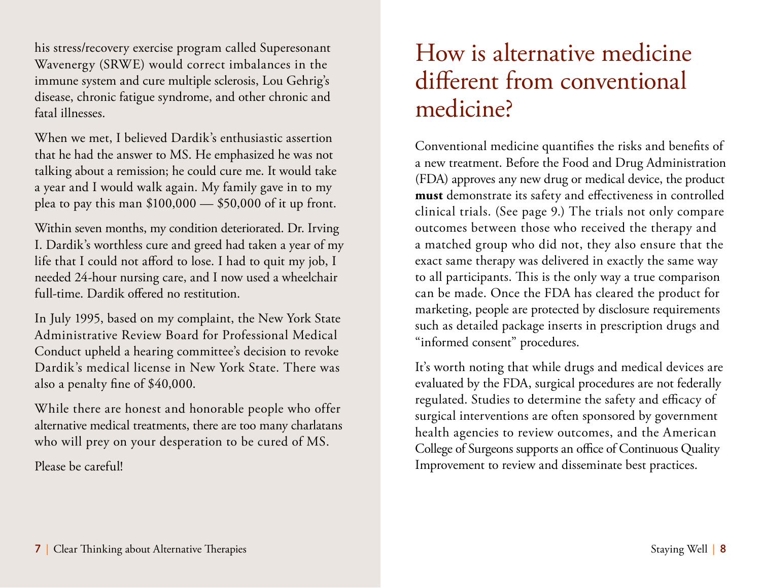his stress/recovery exercise program called Superesonant Wavenergy (SRWE) would correct imbalances in the immune system and cure multiple sclerosis, Lou Gehrig's disease, chronic fatigue syndrome, and other chronic and fatal illnesses.

When we met, I believed Dardik's enthusiastic assertion that he had the answer to MS. He emphasized he was not talking about a remission; he could cure me. It would take a year and I would walk again. My family gave in to my plea to pay this man $100,000 — $50,000 of it up front.

Within seven months, my condition deteriorated. Dr. Irving I. Dardik's worthless cure and greed had taken a year of my life that I could not afford to lose. I had to quit my job, I needed 24-hour nursing care, and I now used a wheelchair full-time. Dardik offered no restitution.

In July 1995, based on my complaint, the New York State Administrative Review Board for Professional Medical Conduct upheld a hearing committee's decision to revoke Dardik's medical license in New York State. There was also a penalty fine of $40,000.

While there are honest and honorable people who offer alternative medical treatments, there are too many charlatans who will prey on your desperation to be cured of MS.

Please be careful!

# How is alternative medicine different from conventional medicine?

Conventional medicine quantifies the risks and benefits of a new treatment. Before the Food and Drug Administration (FDA) approves any new drug or medical device, the product **must** demonstrate its safety and effectiveness in controlled clinical trials. (See page 9.) The trials not only compare outcomes between those who received the therapy and a matched group who did not, they also ensure that the exact same therapy was delivered in exactly the same way to all participants. This is the only way a true comparison can be made. Once the FDA has cleared the product for marketing, people are protected by disclosure requirements such as detailed package inserts in prescription drugs and "informed consent" procedures.

It's worth noting that while drugs and medical devices are evaluated by the FDA, surgical procedures are not federally regulated. Studies to determine the safety and efficacy of surgical interventions are often sponsored by government health agencies to review outcomes, and the American College of Surgeons supports an office of Continuous Quality Improvement to review and disseminate best practices.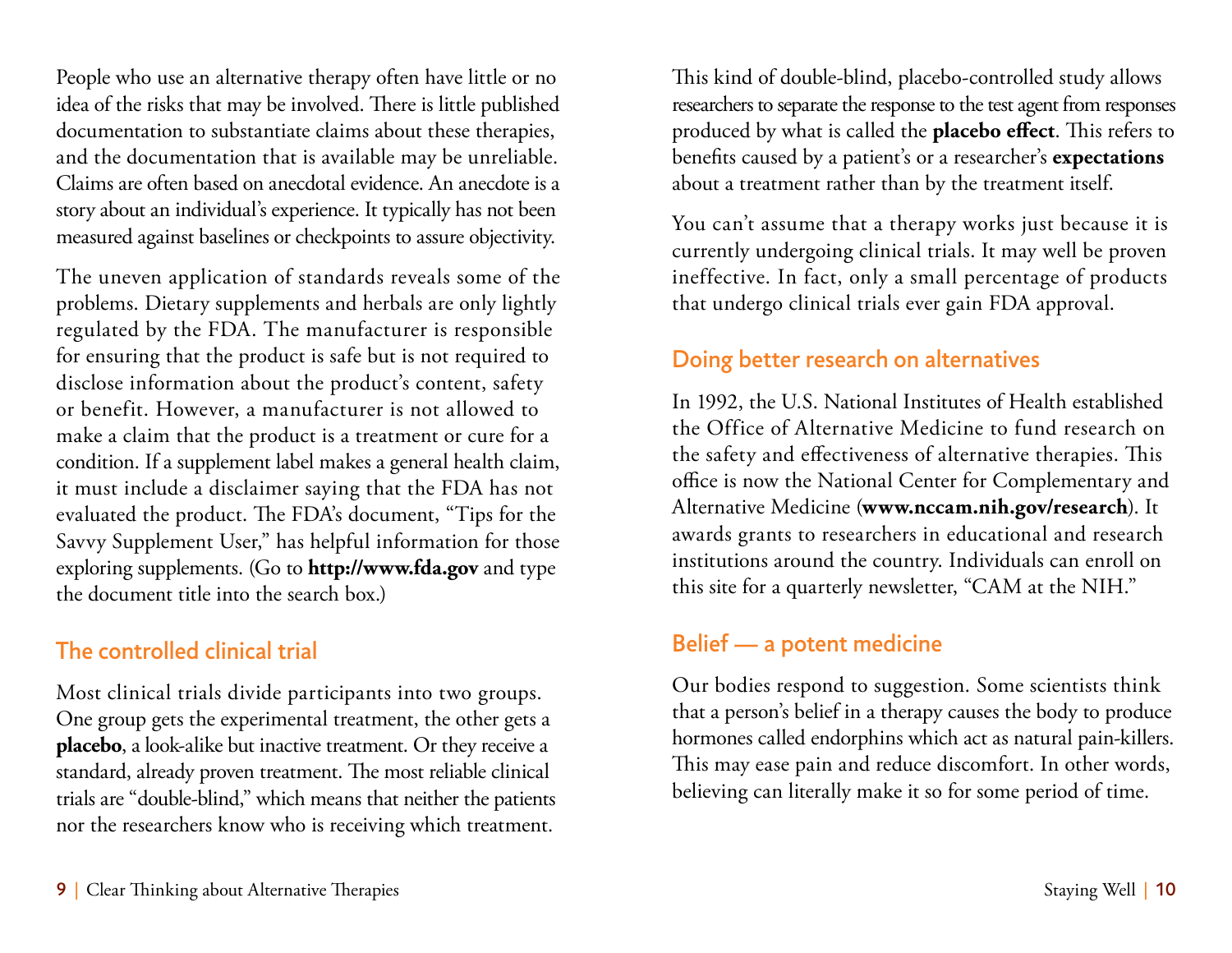People who use an alternative therapy often have little or no idea of the risks that may be involved. There is little published documentation to substantiate claims about these therapies, and the documentation that is available may be unreliable. Claims are often based on anecdotal evidence. An anecdote is a story about an individual's experience. It typically has not been measured against baselines or checkpoints to assure objectivity.

The uneven application of standards reveals some of the problems. Dietary supplements and herbals are only lightly regulated by the FDA. The manufacturer is responsible for ensuring that the product is safe but is not required to disclose information about the product's content, safety or benefit. However, a manufacturer is not allowed to make a claim that the product is a treatment or cure for a condition. If a supplement label makes a general health claim, it must include a disclaimer saying that the FDA has not evaluated the product. The FDA's document, "Tips for the Savvy Supplement User," has helpful information for those exploring supplements. (Go to **http://www.fda.gov** and type the document title into the search box.)

## The controlled clinical trial

Most clinical trials divide participants into two groups. One group gets the experimental treatment, the other gets a **placebo**, a look-alike but inactive treatment. Or they receive a standard, already proven treatment. The most reliable clinical trials are "double-blind," which means that neither the patients nor the researchers know who is receiving which treatment.

This kind of double-blind, placebo-controlled study allows researchers to separate the response to the test agent from responses produced by what is called the **placebo effect**. This refers to benefits caused by a patient's or a researcher's **expectations** about a treatment rather than by the treatment itself.

You can't assume that a therapy works just because it is currently undergoing clinical trials. It may well be proven ineffective. In fact, only a small percentage of products that undergo clinical trials ever gain FDA approval.

## Doing better research on alternatives

In 1992, the U.S. National Institutes of Health established the Office of Alternative Medicine to fund research on the safety and effectiveness of alternative therapies. This office is now the National Center for Complementary and Alternative Medicine (**www.nccam.nih.gov/research**). It awards grants to researchers in educational and research institutions around the country. Individuals can enroll on this site for a quarterly newsletter, "CAM at the NIH."

## Belief — a potent medicine

Our bodies respond to suggestion. Some scientists think that a person's belief in a therapy causes the body to produce hormones called endorphins which act as natural pain-killers. This may ease pain and reduce discomfort. In other words, believing can literally make it so for some period of time.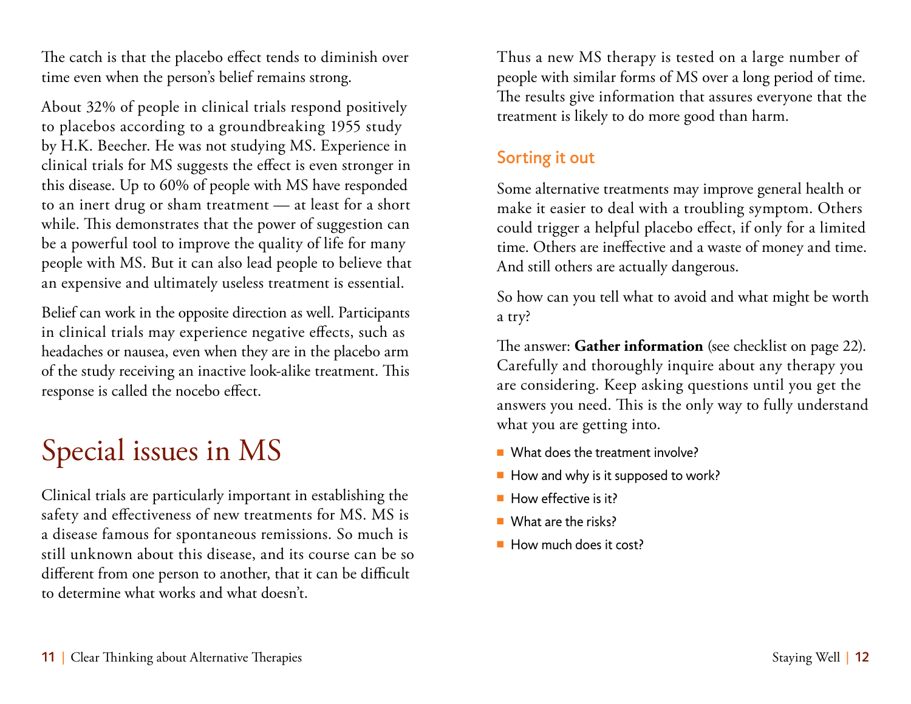The catch is that the placebo effect tends to diminish over time even when the person's belief remains strong.

About 32% of people in clinical trials respond positively to placebos according to a groundbreaking 1955 study by H.K. Beecher. He was not studying MS. Experience in clinical trials for MS suggests the effect is even stronger in this disease. Up to 60% of people with MS have responded to an inert drug or sham treatment — at least for a short while. This demonstrates that the power of suggestion can be a powerful tool to improve the quality of life for many people with MS. But it can also lead people to believe that an expensive and ultimately useless treatment is essential.

Belief can work in the opposite direction as well. Participants in clinical trials may experience negative effects, such as headaches or nausea, even when they are in the placebo arm of the study receiving an inactive look-alike treatment. This response is called the nocebo effect.

# Special issues in MS

Clinical trials are particularly important in establishing the safety and effectiveness of new treatments for MS. MS is a disease famous for spontaneous remissions. So much is still unknown about this disease, and its course can be so different from one person to another, that it can be difficult to determine what works and what doesn't.

Thus a new MS therapy is tested on a large number of people with similar forms of MS over a long period of time. The results give information that assures everyone that the treatment is likely to do more good than harm.

## Sorting it out

Some alternative treatments may improve general health or make it easier to deal with a troubling symptom. Others could trigger a helpful placebo effect, if only for a limited time. Others are ineffective and a waste of money and time. And still others are actually dangerous.

So how can you tell what to avoid and what might be worth a try?

The answer: **Gather information** (see checklist on page 22). Carefully and thoroughly inquire about any therapy you are considering. Keep asking questions until you get the answers you need. This is the only way to fully understand what you are getting into.

- What does the treatment involve?
- How and why is it supposed to work?
- How effective is it?
- What are the risks?
- How much does it cost?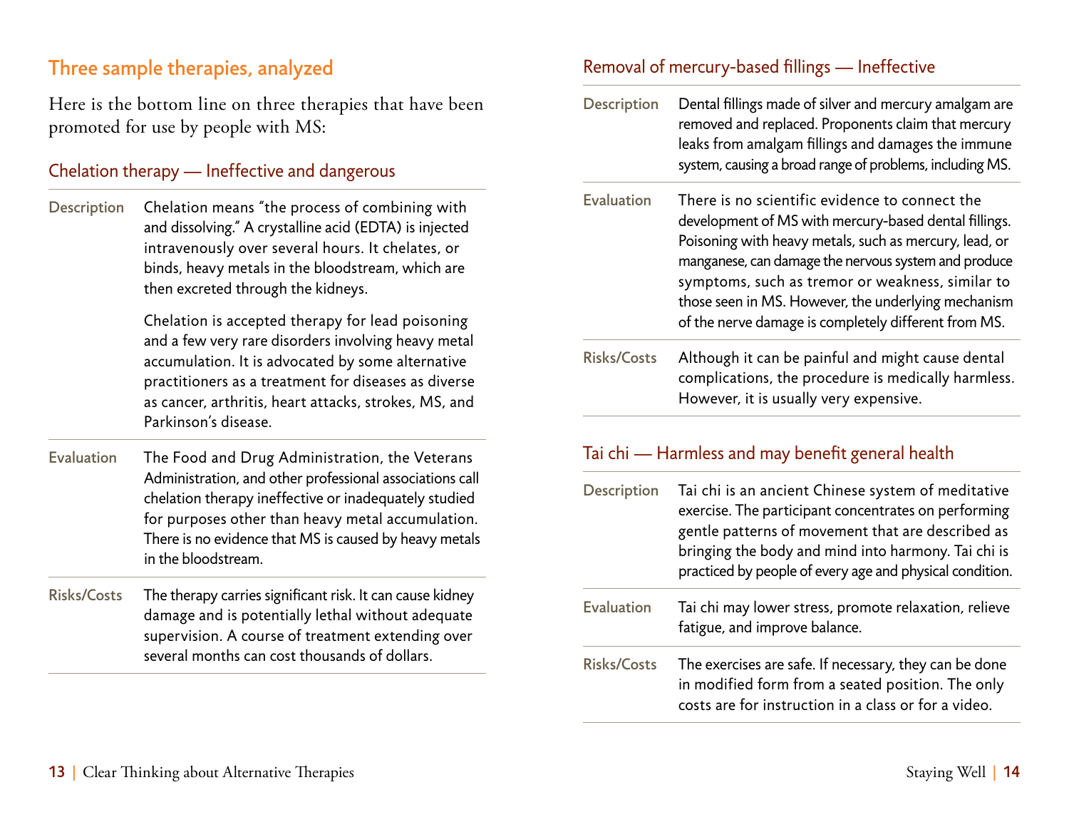## Three sample therapies, analyzed

Here is the bottom line on three therapies that have been promoted for use by people with MS:

### Chelation therapy — Ineffective and dangerous

| | |
|---|---|
| Description | Chelation means "the process of combining with and dissolving." A crystalline acid (EDTA) is injected intravenously over several hours. It chelates, or binds, heavy metals in the bloodstream, which are then excreted through the kidneys.<br><br>Chelation is accepted therapy for lead poisoning and a few very rare disorders involving heavy metal accumulation. It is advocated by some alternative practitioners as a treatment for diseases as diverse as cancer, arthritis, heart attacks, strokes, MS, and Parkinson's disease. |
| Evaluation | The Food and Drug Administration, the Veterans Administration, and other professional associations call chelation therapy ineffective or inadequately studied for purposes other than heavy metal accumulation. There is no evidence that MS is caused by heavy metals in the bloodstream. |
| Risks/Costs | The therapy carries significant risk. It can cause kidney damage and is potentially lethal without adequate supervision. A course of treatment extending over several months can cost thousands of dollars. |

### Removal of mercury-based fillings — Ineffective

| | |
|---|---|
| Description | Dental fillings made of silver and mercury amalgam are removed and replaced. Proponents claim that mercury leaks from amalgam fillings and damages the immune system, causing a broad range of problems, including MS. |
| Evaluation | There is no scientific evidence to connect the development of MS with mercury-based dental fillings. Poisoning with heavy metals, such as mercury, lead, or manganese, can damage the nervous system and produce symptoms, such as tremor or weakness, similar to those seen in MS. However, the underlying mechanism of the nerve damage is completely different from MS. |
| Risks/Costs | Although it can be painful and might cause dental complications, the procedure is medically harmless. However, it is usually very expensive. |

### Tai chi — Harmless and may benefit general health

| | |
|---|---|
| Description | Tai chi is an ancient Chinese system of meditative exercise. The participant concentrates on performing gentle patterns of movement that are described as bringing the body and mind into harmony. Tai chi is practiced by people of every age and physical condition. |
| Evaluation | Tai chi may lower stress, promote relaxation, relieve fatigue, and improve balance. |
| Risks/Costs | The exercises are safe. If necessary, they can be done in modified form from a seated position. The only costs are for instruction in a class or for a video. |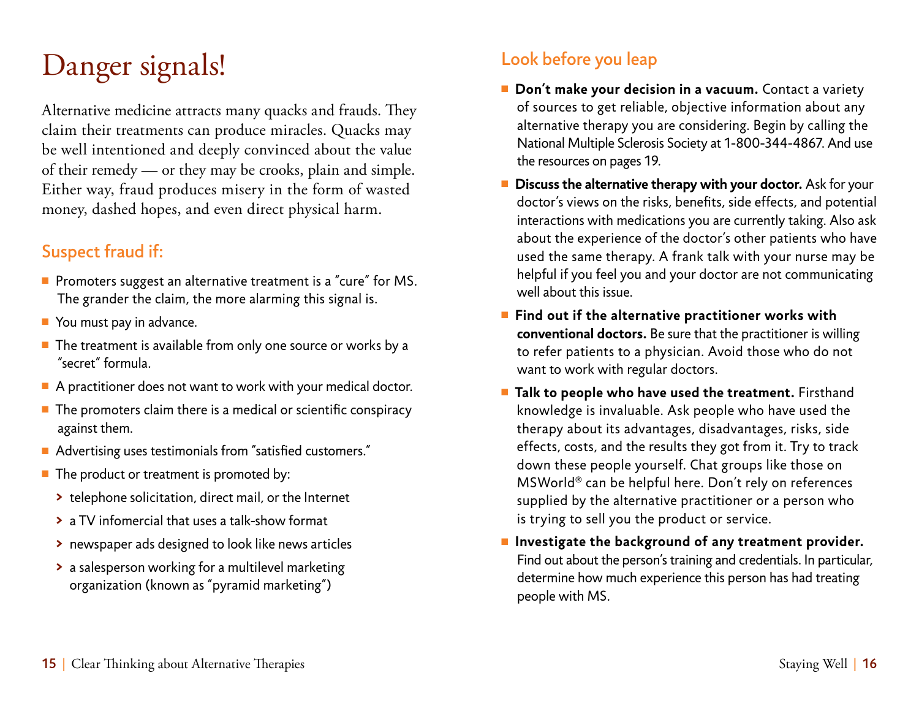# Danger signals!

Alternative medicine attracts many quacks and frauds. They claim their treatments can produce miracles. Quacks may be well intentioned and deeply convinced about the value of their remedy — or they may be crooks, plain and simple. Either way, fraud produces misery in the form of wasted money, dashed hopes, and even direct physical harm.

## Suspect fraud if:

- Promoters suggest an alternative treatment is a "cure" for MS. The grander the claim, the more alarming this signal is.
- You must pay in advance.
- The treatment is available from only one source or works by a "secret" formula.
- A practitioner does not want to work with your medical doctor.
- The promoters claim there is a medical or scientific conspiracy against them.
- Advertising uses testimonials from "satisfied customers."
- The product or treatment is promoted by:
  - telephone solicitation, direct mail, or the Internet
  - a TV infomercial that uses a talk-show format
  - newspaper ads designed to look like news articles
  - a salesperson working for a multilevel marketing organization (known as "pyramid marketing")

## Look before you leap

- **Don't make your decision in a vacuum.** Contact a variety of sources to get reliable, objective information about any alternative therapy you are considering. Begin by calling the National Multiple Sclerosis Society at 1-800-344-4867. And use the resources on pages 19.
- **Discuss the alternative therapy with your doctor.** Ask for your doctor's views on the risks, benefits, side effects, and potential interactions with medications you are currently taking. Also ask about the experience of the doctor's other patients who have used the same therapy. A frank talk with your nurse may be helpful if you feel you and your doctor are not communicating well about this issue.
- **Find out if the alternative practitioner works with conventional doctors.** Be sure that the practitioner is willing to refer patients to a physician. Avoid those who do not want to work with regular doctors.
- **Talk to people who have used the treatment.** Firsthand knowledge is invaluable. Ask people who have used the therapy about its advantages, disadvantages, risks, side effects, costs, and the results they got from it. Try to track down these people yourself. Chat groups like those on MSWorld® can be helpful here. Don't rely on references supplied by the alternative practitioner or a person who is trying to sell you the product or service.
- **Investigate the background of any treatment provider.** Find out about the person's training and credentials. In particular, determine how much experience this person has had treating people with MS.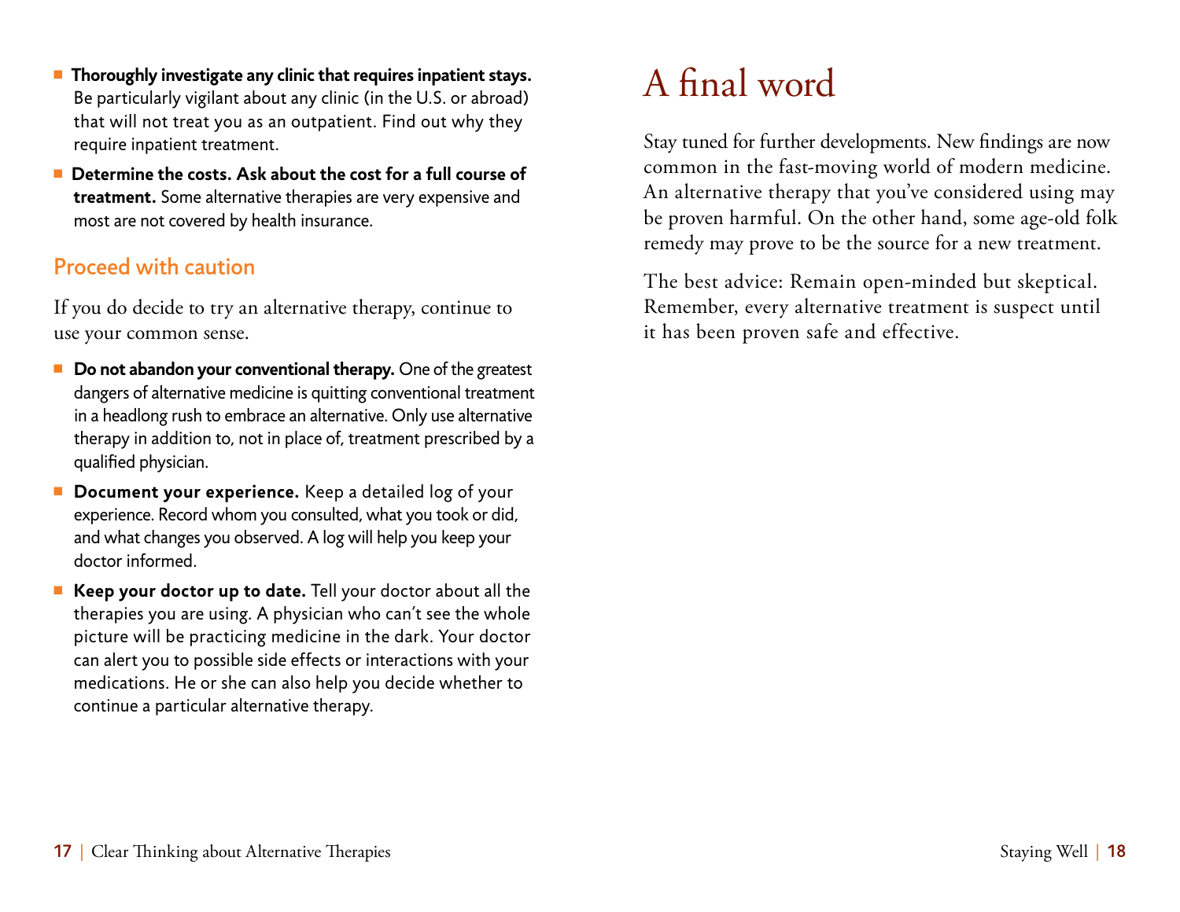- **Thoroughly investigate any clinic that requires inpatient stays.** Be particularly vigilant about any clinic (in the U.S. or abroad) that will not treat you as an outpatient. Find out why they require inpatient treatment.
- **Determine the costs. Ask about the cost for a full course of treatment.** Some alternative therapies are very expensive and most are not covered by health insurance.

## Proceed with caution

If you do decide to try an alternative therapy, continue to use your common sense.

- **Do not abandon your conventional therapy.** One of the greatest dangers of alternative medicine is quitting conventional treatment in a headlong rush to embrace an alternative. Only use alternative therapy in addition to, not in place of, treatment prescribed by a qualified physician.
- **Document your experience.** Keep a detailed log of your experience. Record whom you consulted, what you took or did, and what changes you observed. A log will help you keep your doctor informed.
- **Keep your doctor up to date.** Tell your doctor about all the therapies you are using. A physician who can't see the whole picture will be practicing medicine in the dark. Your doctor can alert you to possible side effects or interactions with your medications. He or she can also help you decide whether to continue a particular alternative therapy.

# A final word

Stay tuned for further developments. New findings are now common in the fast-moving world of modern medicine. An alternative therapy that you've considered using may be proven harmful. On the other hand, some age-old folk remedy may prove to be the source for a new treatment.

The best advice: Remain open-minded but skeptical. Remember, every alternative treatment is suspect until it has been proven safe and effective.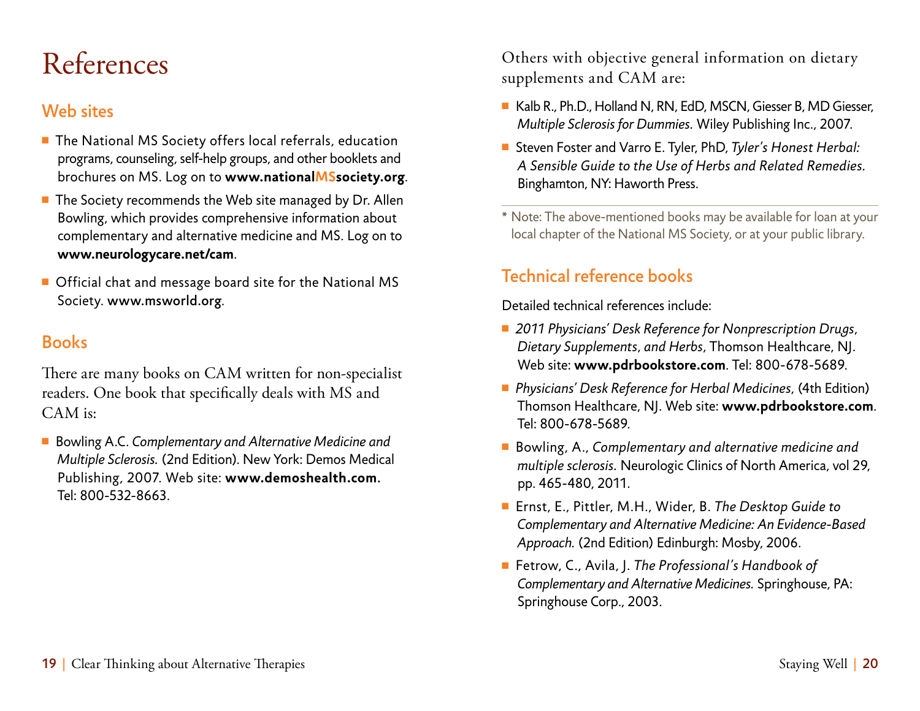# References

## Web sites

- The National MS Society offers local referrals, education programs, counseling, self-help groups, and other booklets and brochures on MS. Log on to **www.nationalMSsociety.org**.
- The Society recommends the Web site managed by Dr. Allen Bowling, which provides comprehensive information about complementary and alternative medicine and MS. Log on to **www.neurologycare.net/cam**.
- Official chat and message board site for the National MS Society. **www.msworld.org**.

## Books

There are many books on CAM written for non-specialist readers. One book that specifically deals with MS and CAM is:

- Bowling A.C. *Complementary and Alternative Medicine and Multiple Sclerosis.* (2nd Edition). New York: Demos Medical Publishing, 2007. Web site: **www.demoshealth.com.** Tel: 800-532-8663.

Others with objective general information on dietary supplements and CAM are:

- Kalb R., Ph.D., Holland N, RN, EdD, MSCN, Giesser B, MD Giesser, *Multiple Sclerosis for Dummies.* Wiley Publishing Inc., 2007.
- Steven Foster and Varro E. Tyler, PhD, *Tyler's Honest Herbal: A Sensible Guide to the Use of Herbs and Related Remedies.* Binghamton, NY: Haworth Press.

\* Note: The above-mentioned books may be available for loan at your local chapter of the National MS Society, or at your public library.

## Technical reference books

Detailed technical references include:

- *2011 Physicians' Desk Reference for Nonprescription Drugs, Dietary Supplements, and Herbs*, Thomson Healthcare, NJ. Web site: **www.pdrbookstore.com**. Tel: 800-678-5689.
- *Physicians' Desk Reference for Herbal Medicines*, (4th Edition) Thomson Healthcare, NJ. Web site: **www.pdrbookstore.com**. Tel: 800-678-5689.
- Bowling, A., *Complementary and alternative medicine and multiple sclerosis.* Neurologic Clinics of North America, vol 29, pp. 465-480, 2011.
- Ernst, E., Pittler, M.H., Wider, B. *The Desktop Guide to Complementary and Alternative Medicine: An Evidence-Based Approach.* (2nd Edition) Edinburgh: Mosby, 2006.
- Fetrow, C., Avila, J. *The Professional's Handbook of Complementary and Alternative Medicines.* Springhouse, PA: Springhouse Corp., 2003.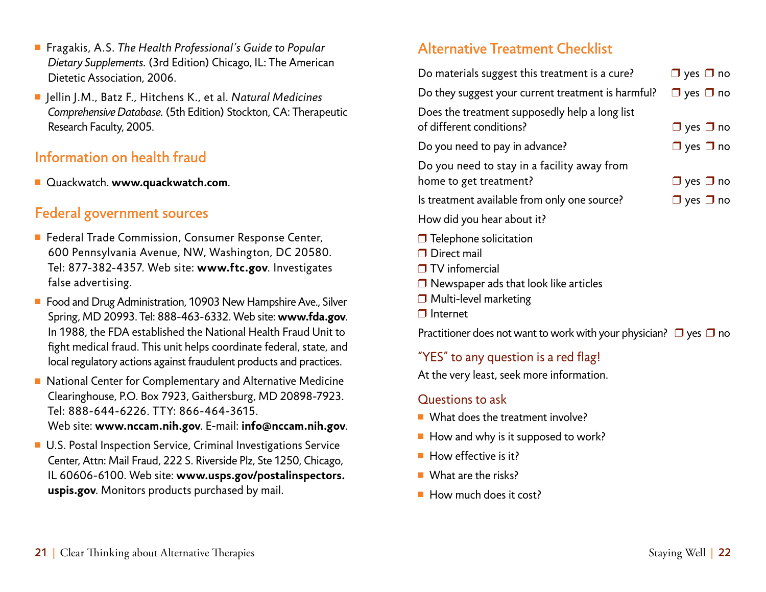- Fragakis, A.S. *The Health Professional's Guide to Popular Dietary Supplements.* (3rd Edition) Chicago, IL: The American Dietetic Association, 2006.
- Jellin J.M., Batz F., Hitchens K., et al. *Natural Medicines Comprehensive Database.* (5th Edition) Stockton, CA: Therapeutic Research Faculty, 2005.

## Information on health fraud

- Quackwatch. **www.quackwatch.com**.

## Federal government sources

- Federal Trade Commission, Consumer Response Center, 600 Pennsylvania Avenue, NW, Washington, DC 20580. Tel: 877-382-4357. Web site: **www.ftc.gov**. Investigates false advertising.
- Food and Drug Administration, 10903 New Hampshire Ave., Silver Spring, MD 20993. Tel: 888-463-6332. Web site: **www.fda.gov**. In 1988, the FDA established the National Health Fraud Unit to fight medical fraud. This unit helps coordinate federal, state, and local regulatory actions against fraudulent products and practices.
- National Center for Complementary and Alternative Medicine Clearinghouse, P.O. Box 7923, Gaithersburg, MD 20898-7923. Tel: 888-644-6226. TTY: 866-464-3615. Web site: **www.nccam.nih.gov**. E-mail: **info@nccam.nih.gov**.
- U.S. Postal Inspection Service, Criminal Investigations Service Center, Attn: Mail Fraud, 222 S. Riverside Plz, Ste 1250, Chicago, IL 60606-6100. Web site: **www.usps.gov/postalinspectors.uspis.gov**. Monitors products purchased by mail.

## Alternative Treatment Checklist

| | |
|---|---|
| Do materials suggest this treatment is a cure? | ❒ yes ❒ no |
| Do they suggest your current treatment is harmful? | ❒ yes ❒ no |
| Does the treatment supposedly help a long list of different conditions? | ❒ yes ❒ no |
| Do you need to pay in advance? | ❒ yes ❒ no |
| Do you need to stay in a facility away from home to get treatment? | ❒ yes ❒ no |
| Is treatment available from only one source? | ❒ yes ❒ no |

How did you hear about it?

- ❒ Telephone solicitation
- ❒ Direct mail
- ❒ TV infomercial
- ❒ Newspaper ads that look like articles
- ❒ Multi-level marketing
- ❒ Internet

Practitioner does not want to work with your physician? ❒ yes ❒ no

### "YES" to any question is a red flag!

At the very least, seek more information.

### Questions to ask

- What does the treatment involve?
- How and why is it supposed to work?
- How effective is it?
- What are the risks?
- How much does it cost?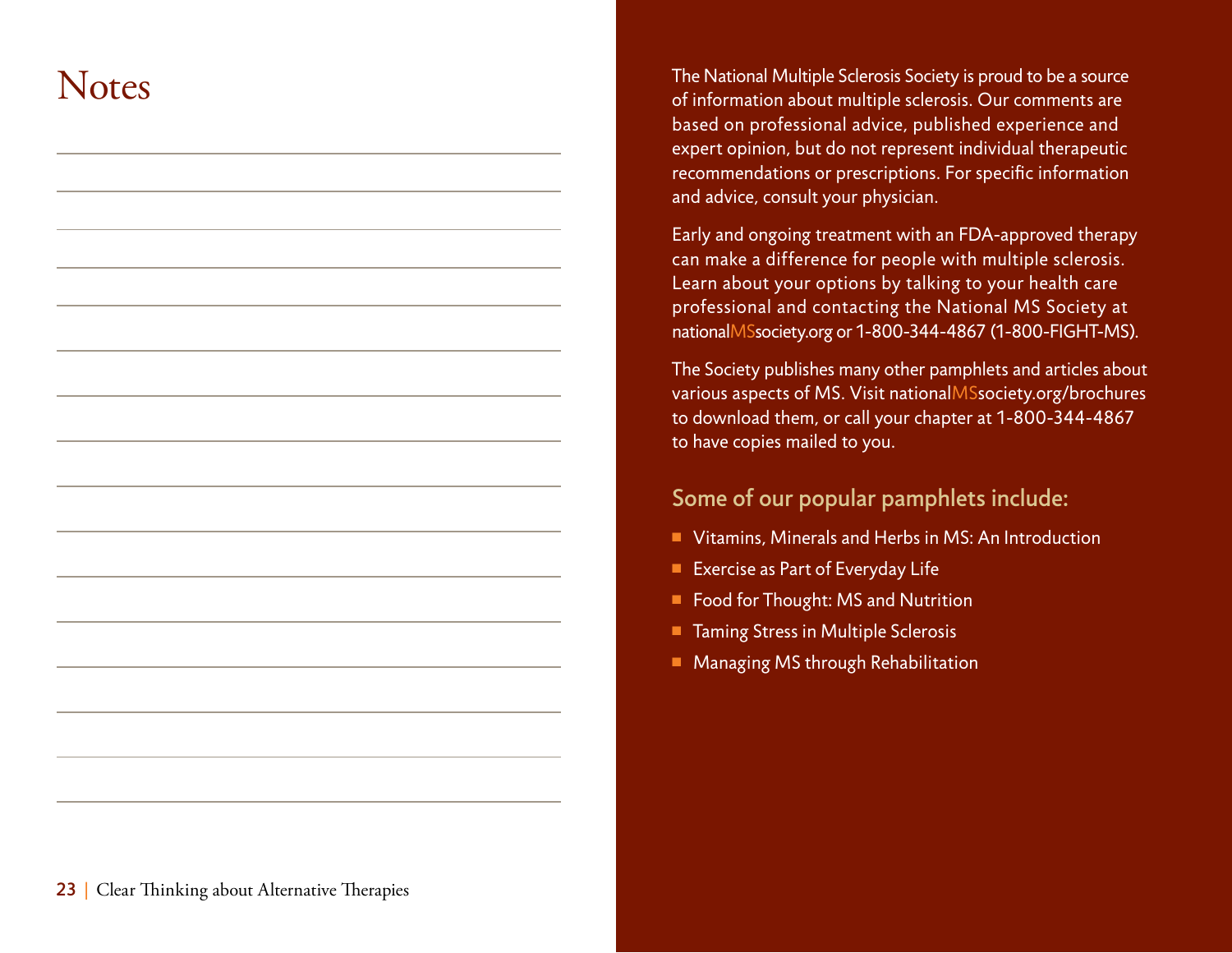# Notes

The National Multiple Sclerosis Society is proud to be a source of information about multiple sclerosis. Our comments are based on professional advice, published experience and expert opinion, but do not represent individual therapeutic recommendations or prescriptions. For specific information and advice, consult your physician.

Early and ongoing treatment with an FDA-approved therapy can make a difference for people with multiple sclerosis. Learn about your options by talking to your health care professional and contacting the National MS Society at nationalMSsociety.org or 1-800-344-4867 (1-800-FIGHT-MS).

The Society publishes many other pamphlets and articles about various aspects of MS. Visit nationalMSsociety.org/brochures to download them, or call your chapter at 1-800-344-4867 to have copies mailed to you.

## Some of our popular pamphlets include:

- Vitamins, Minerals and Herbs in MS: An Introduction
- Exercise as Part of Everyday Life
- Food for Thought: MS and Nutrition
- Taming Stress in Multiple Sclerosis
- Managing MS through Rehabilitation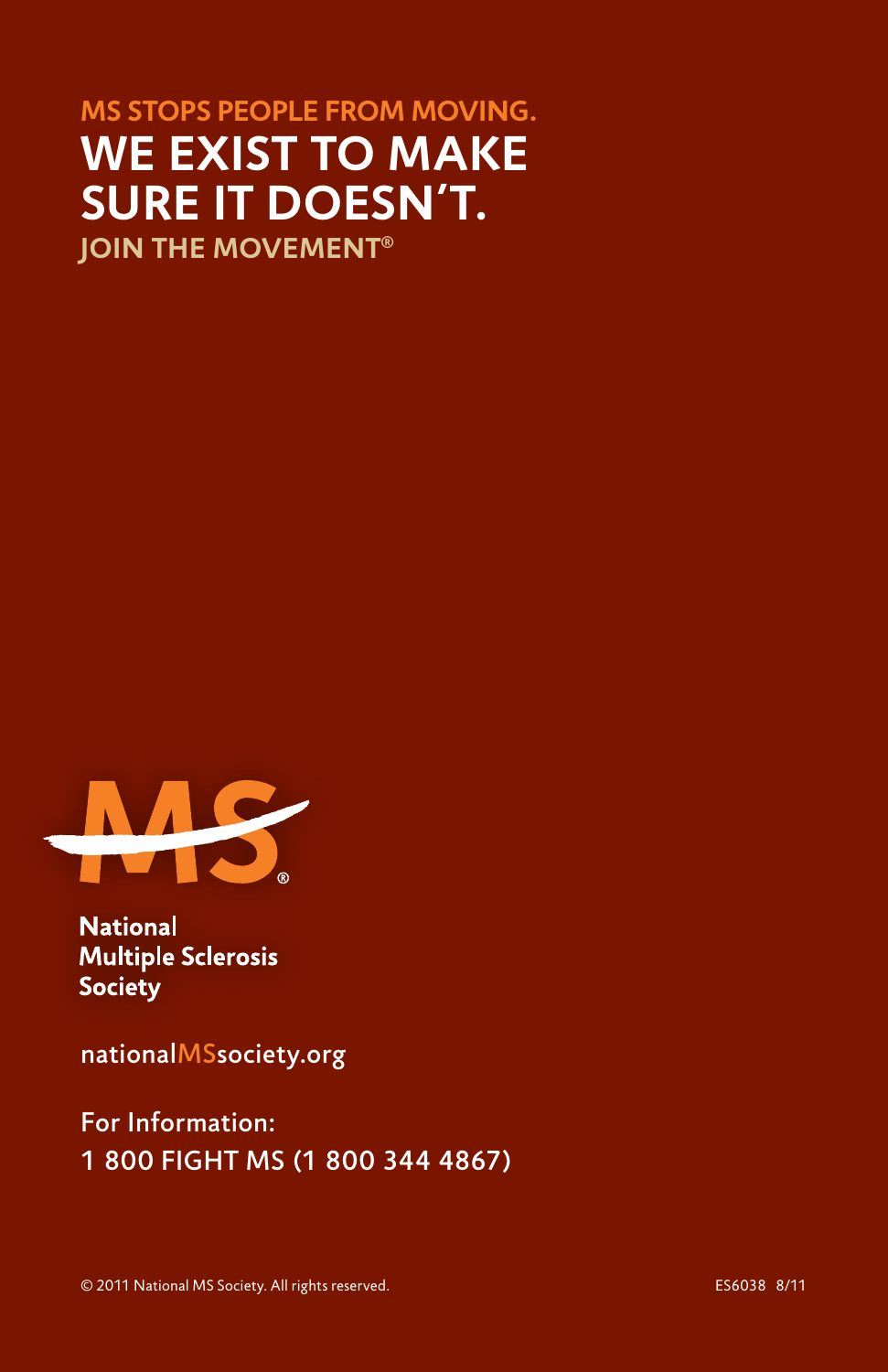**MS STOPS PEOPLE FROM MOVING.**

# WE EXIST TO MAKE SURE IT DOESN'T.

**JOIN THE MOVEMENT®**

MS®

**National Multiple Sclerosis Society**

nationalMSsociety.org

For Information:
1 800 FIGHT MS (1 800 344 4867)

© 2011 National MS Society. All rights reserved.

ES6038 8/11